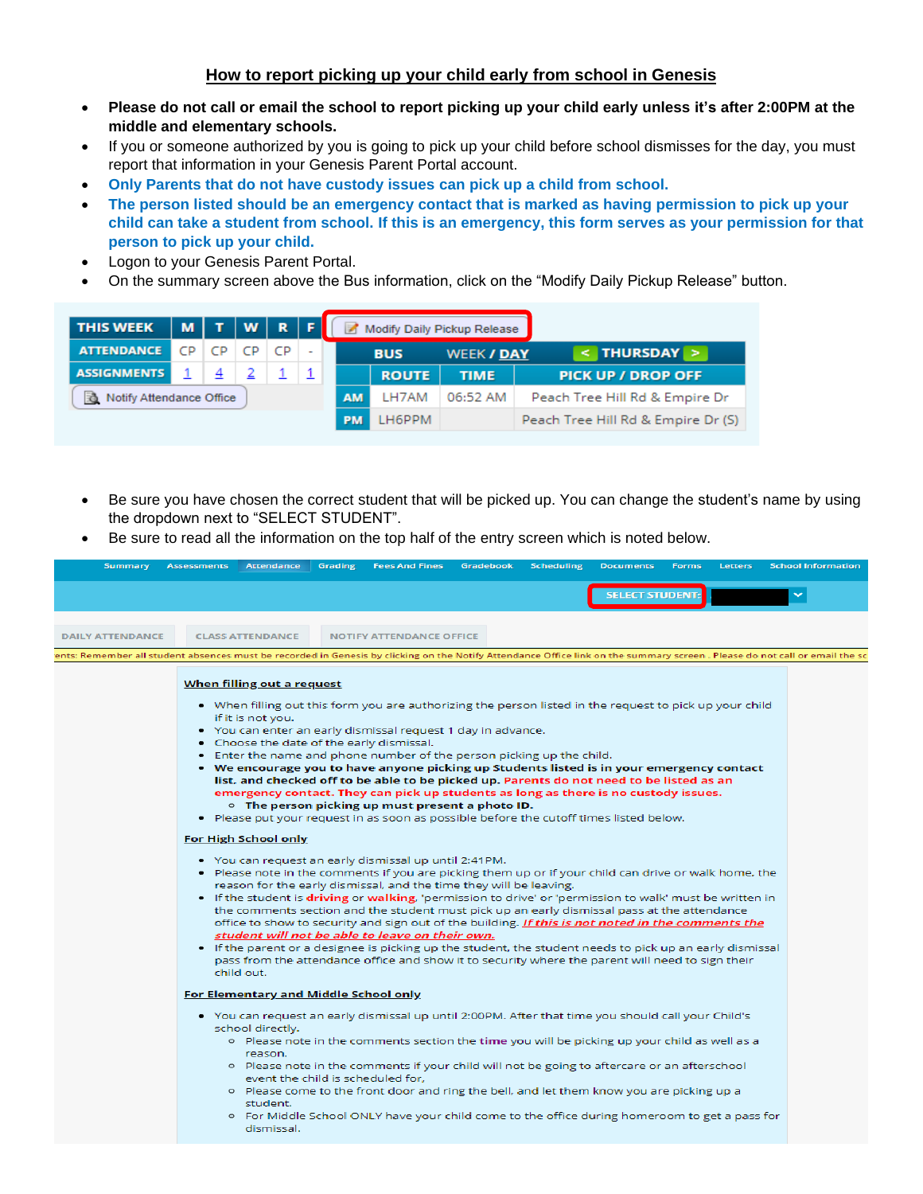## How to report picking up your child early from school in Genesis

- **Please do not call or email the school to report picking up your child early unless it's after 2:00PM at the middle and elementary schools.**
- If you or someone authorized by you is going to pick up your child before school dismisses for the day, you must report that information in your Genesis Parent Portal account.
- **Only Parents that do not have custody issues can pick up a child from school.**
- **The person listed should be an emergency contact that is marked as having permission to pick up your child can take a student from school. If this is an emergency, this form serves as your permission for that person to pick up your child.**
- Logon to your Genesis Parent Portal.
- On the summary screen above the Bus information, click on the "Modify Daily Pickup Release" button.

| THIS WEEK | M | T | W | R | F |
|---|---|---|---|---|---|
| ATTENDANCE | CP | CP | CP | CP | - |
| ASSIGNMENTS | 1 | 4 | 2 | 1 | 1 |

Notify Attendance Office

Modify Daily Pickup Release

| BUS | WEEK / DAY | < THURSDAY > |
|---|---|---|
| | ROUTE | TIME | PICK UP / DROP OFF |
| AM | LH7AM | 06:52 AM | Peach Tree Hill Rd & Empire Dr |
| PM | LH6PPM | | Peach Tree Hill Rd & Empire Dr (S) |

- Be sure you have chosen the correct student that will be picked up. You can change the student's name by using the dropdown next to "SELECT STUDENT".
- Be sure to read all the information on the top half of the entry screen which is noted below.

Summary | Assessments | Attendance | Grading | Fees And Fines | Gradebook | Scheduling | Documents | Forms | Letters | School Information

SELECT STUDENT:

DAILY ATTENDANCE | CLASS ATTENDANCE | NOTIFY ATTENDANCE OFFICE

ents: Remember all student absences must be recorded in Genesis by clicking on the Notify Attendance Office link on the summary screen . Please do not call or email the sc

**When filling out a request**

- When filling out this form you are authorizing the person listed in the request to pick up your child if it is not you.
- You can enter an early dismissal request 1 day in advance.
- Choose the date of the early dismissal.
- Enter the name and phone number of the person picking up the child.
- **We encourage you to have anyone picking up Students listed is in your emergency contact list, and checked off to be able to be picked up. Parents do not need to be listed as an emergency contact. They can pick up students as long as there is no custody issues.**
  - **The person picking up must present a photo ID.**
- Please put your request in as soon as possible before the cutoff times listed below.

**For High School only**

- You can request an early dismissal up until 2:41PM.
- Please note in the comments if you are picking them up or if your child can drive or walk home, the reason for the early dismissal, and the time they will be leaving.
- If the student is **driving** or **walking**, 'permission to drive' or 'permission to walk' must be written in the comments section and the student must pick up an early dismissal pass at the attendance office to show to security and sign out of the building. ***If this is not noted in the comments the student will not be able to leave on their own.***
- If the parent or a designee is picking up the student, the student needs to pick up an early dismissal pass from the attendance office and show it to security where the parent will need to sign their child out.

**For Elementary and Middle School only**

- You can request an early dismissal up until 2:00PM. After that time you should call your Child's school directly.
  - Please note in the comments section the **time** you will be picking up your child as well as a reason.
  - Please note in the comments if your child will not be going to aftercare or an afterschool event the child is scheduled for.
  - Please come to the front door and ring the bell, and let them know you are picking up a student.
  - For Middle School ONLY have your child come to the office during homeroom to get a pass for dismissal.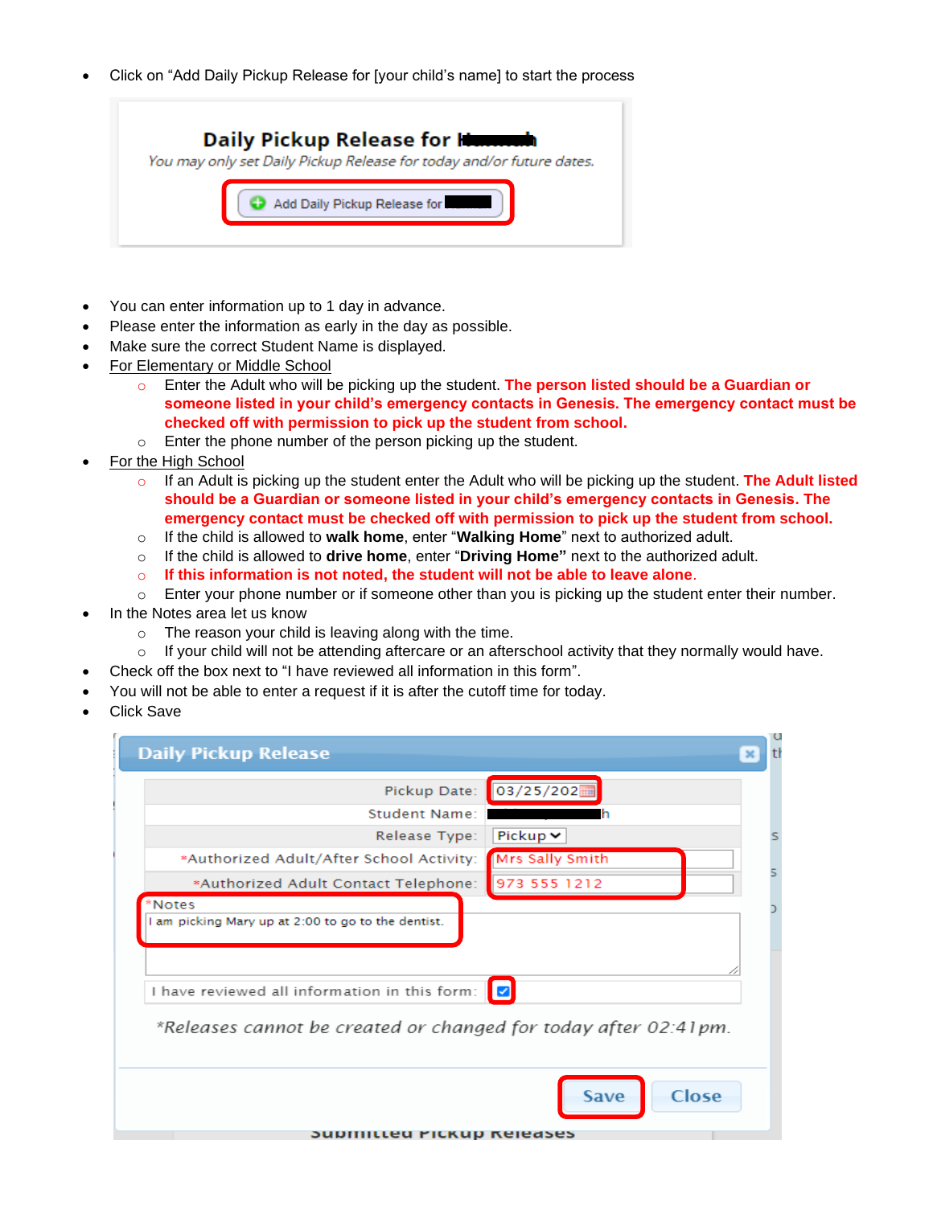- Click on "Add Daily Pickup Release for [your child's name] to start the process

- You can enter information up to 1 day in advance.
- Please enter the information as early in the day as possible.
- Make sure the correct Student Name is displayed.
- For Elementary or Middle School
  - Enter the Adult who will be picking up the student. **The person listed should be a Guardian or someone listed in your child's emergency contacts in Genesis. The emergency contact must be checked off with permission to pick up the student from school.**
  - Enter the phone number of the person picking up the student.
- For the High School
  - If an Adult is picking up the student enter the Adult who will be picking up the student. **The Adult listed should be a Guardian or someone listed in your child's emergency contacts in Genesis. The emergency contact must be checked off with permission to pick up the student from school.**
  - If the child is allowed to **walk home**, enter "**Walking Home**" next to authorized adult.
  - If the child is allowed to **drive home**, enter "**Driving Home"** next to the authorized adult.
  - **If this information is not noted, the student will not be able to leave alone**.
  - Enter your phone number or if someone other than you is picking up the student enter their number.
- In the Notes area let us know
  - The reason your child is leaving along with the time.
  - If your child will not be attending aftercare or an afterschool activity that they normally would have.
- Check off the box next to "I have reviewed all information in this form".
- You will not be able to enter a request if it is after the cutoff time for today.
- Click Save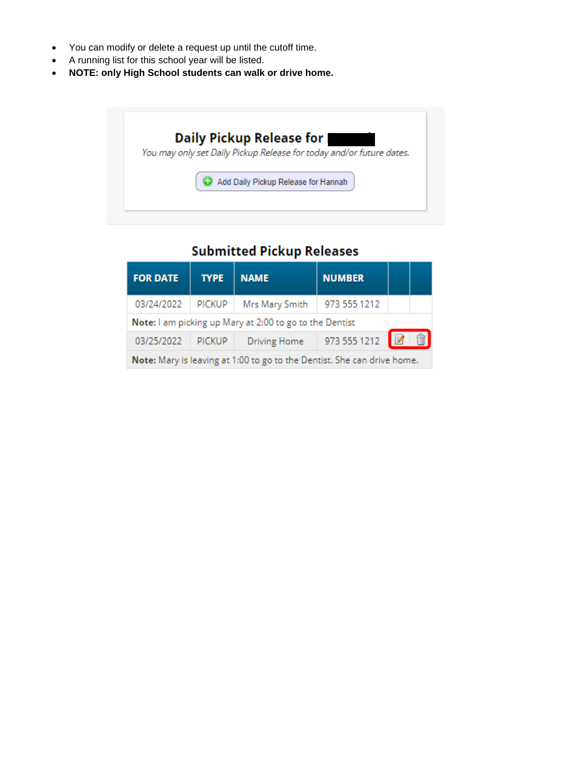- You can modify or delete a request up until the cutoff time.
- A running list for this school year will be listed.
- **NOTE: only High School students can walk or drive home.**

## Daily Pickup Release for

*You may only set Daily Pickup Release for today and/or future dates.*

Add Daily Pickup Release for Hannah

## Submitted Pickup Releases

| FOR DATE | TYPE | NAME | NUMBER | | |
|---|---|---|---|---|---|
| 03/24/2022 | PICKUP | Mrs Mary Smith | 973 555 1212 | | |
| **Note:** I am picking up Mary at 2:00 to go to the Dentist | | | | | |
| 03/25/2022 | PICKUP | Driving Home | 973 555 1212 | | |
| **Note:** Mary is leaving at 1:00 to go to the Dentist. She can drive home. | | | | | |